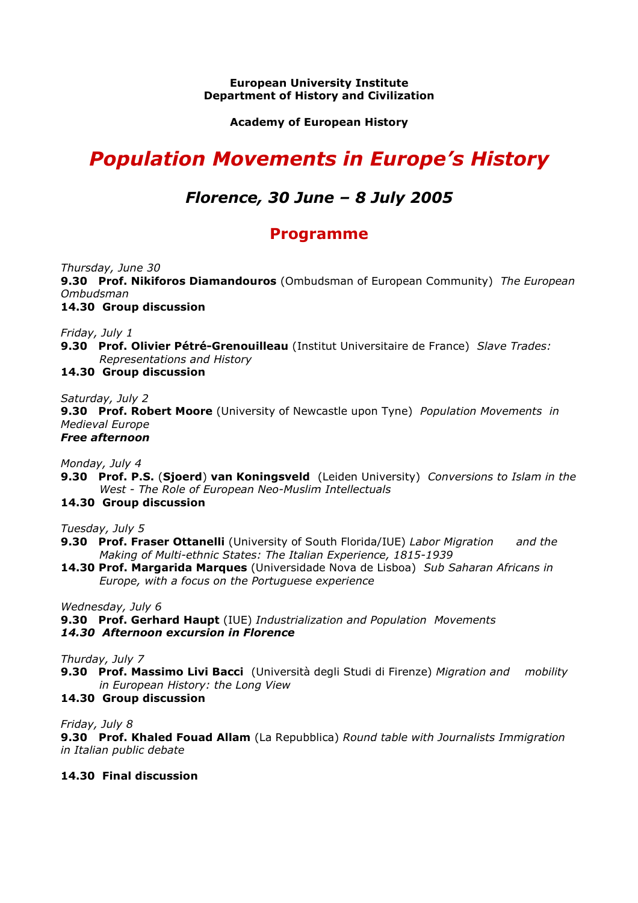**European University Institute**
**Department of History and Civilization**

**Academy of European History**

# *Population Movements in Europe's History*

## *Florence, 30 June – 8 July 2005*

## Programme

*Thursday, June 30*
**9.30 Prof. Nikiforos Diamandouros** (Ombudsman of European Community) *The European Ombudsman*
**14.30 Group discussion**

*Friday, July 1*
**9.30 Prof. Olivier Pétré-Grenouilleau** (Institut Universitaire de France) *Slave Trades: Representations and History*
**14.30 Group discussion**

*Saturday, July 2*
**9.30 Prof. Robert Moore** (University of Newcastle upon Tyne) *Population Movements in Medieval Europe*
***Free afternoon***

*Monday, July 4*
**9.30 Prof. P.S.** (**Sjoerd**) **van Koningsveld** (Leiden University) *Conversions to Islam in the West - The Role of European Neo-Muslim Intellectuals*
**14.30 Group discussion**

*Tuesday, July 5*
**9.30 Prof. Fraser Ottanelli** (University of South Florida/IUE) *Labor Migration and the Making of Multi-ethnic States: The Italian Experience, 1815-1939*
**14.30 Prof. Margarida Marques** (Universidade Nova de Lisboa) *Sub Saharan Africans in Europe, with a focus on the Portuguese experience*

*Wednesday, July 6*
**9.30 Prof. Gerhard Haupt** (IUE) *Industrialization and Population Movements*
***14.30 Afternoon excursion in Florence***

*Thurday, July 7*
**9.30 Prof. Massimo Livi Bacci** (Università degli Studi di Firenze) *Migration and mobility in European History: the Long View*
**14.30 Group discussion**

*Friday, July 8*
**9.30 Prof. Khaled Fouad Allam** (La Repubblica) *Round table with Journalists Immigration in Italian public debate*

**14.30 Final discussion**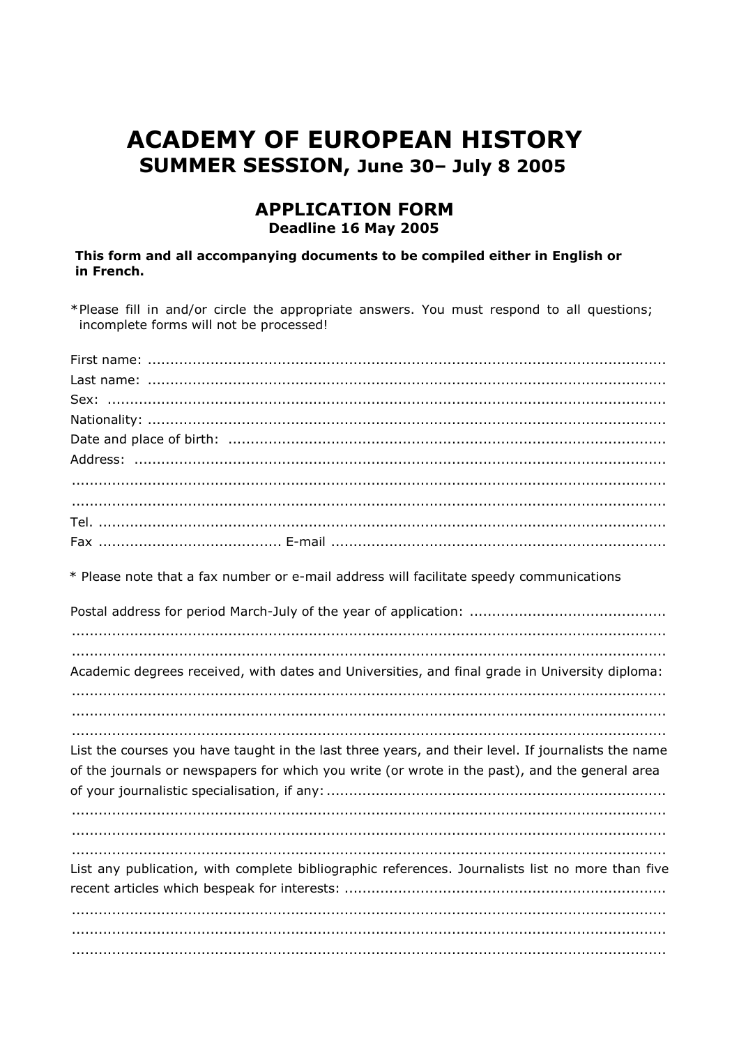# ACADEMY OF EUROPEAN HISTORY
## SUMMER SESSION, June 30– July 8 2005

### APPLICATION FORM
**Deadline 16 May 2005**

**This form and all accompanying documents to be compiled either in English or in French.**

*Please fill in and/or circle the appropriate answers. You must respond to all questions; incomplete forms will not be processed!

First name: ......................................................................................................................
Last name: ......................................................................................................................
Sex: ................................................................................................................................
Nationality: ......................................................................................................................
Date and place of birth: ..................................................................................................
Address: ..........................................................................................................................
.........................................................................................................................................
.........................................................................................................................................
Tel. .................................................................................................................................
Fax ........................................ E-mail ..........................................................................

* Please note that a fax number or e-mail address will facilitate speedy communications

Postal address for period March-July of the year of application: ...........................................
.........................................................................................................................................
.........................................................................................................................................
Academic degrees received, with dates and Universities, and final grade in University diploma:
.........................................................................................................................................
.........................................................................................................................................
.........................................................................................................................................
List the courses you have taught in the last three years, and their level. If journalists the name of the journals or newspapers for which you write (or wrote in the past), and the general area of your journalistic specialisation, if any: ..........................................................................
.........................................................................................................................................
.........................................................................................................................................
.........................................................................................................................................
List any publication, with complete bibliographic references. Journalists list no more than five recent articles which bespeak for interests: ......................................................................
.........................................................................................................................................
.........................................................................................................................................
.........................................................................................................................................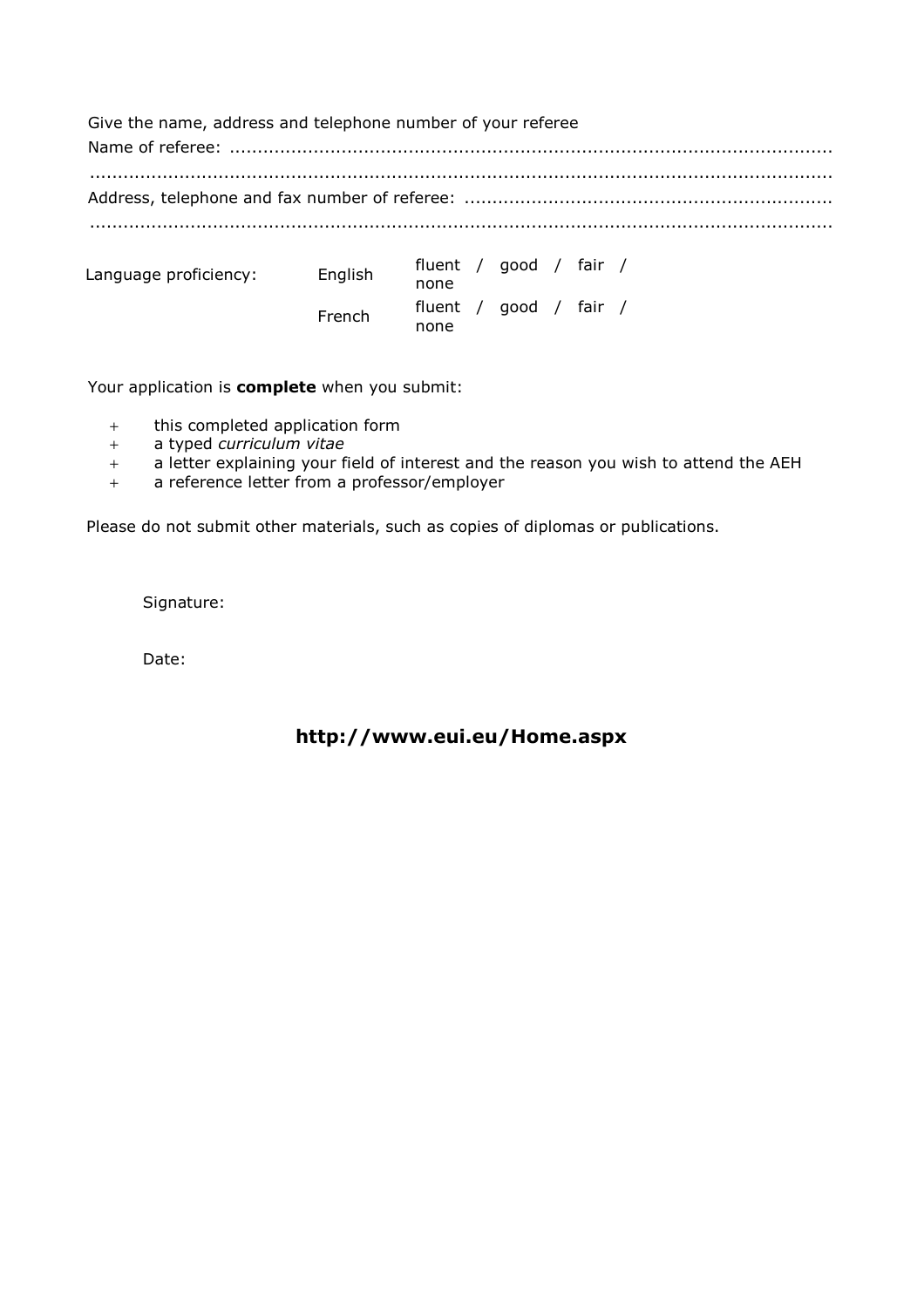Give the name, address and telephone number of your referee

Name of referee: ..........................................................................................................

..........................................................................................................................................

Address, telephone and fax number of referee: ................................................................

..........................................................................................................................................

| | | |
|---|---|---|
| Language proficiency: | English | fluent / good / fair / none |
| | French | fluent / good / fair / none |

Your application is **complete** when you submit:

- this completed application form
- a typed *curriculum vitae*
- a letter explaining your field of interest and the reason you wish to attend the AEH
- a reference letter from a professor/employer

Please do not submit other materials, such as copies of diplomas or publications.

Signature:

Date:

**http://www.eui.eu/Home.aspx**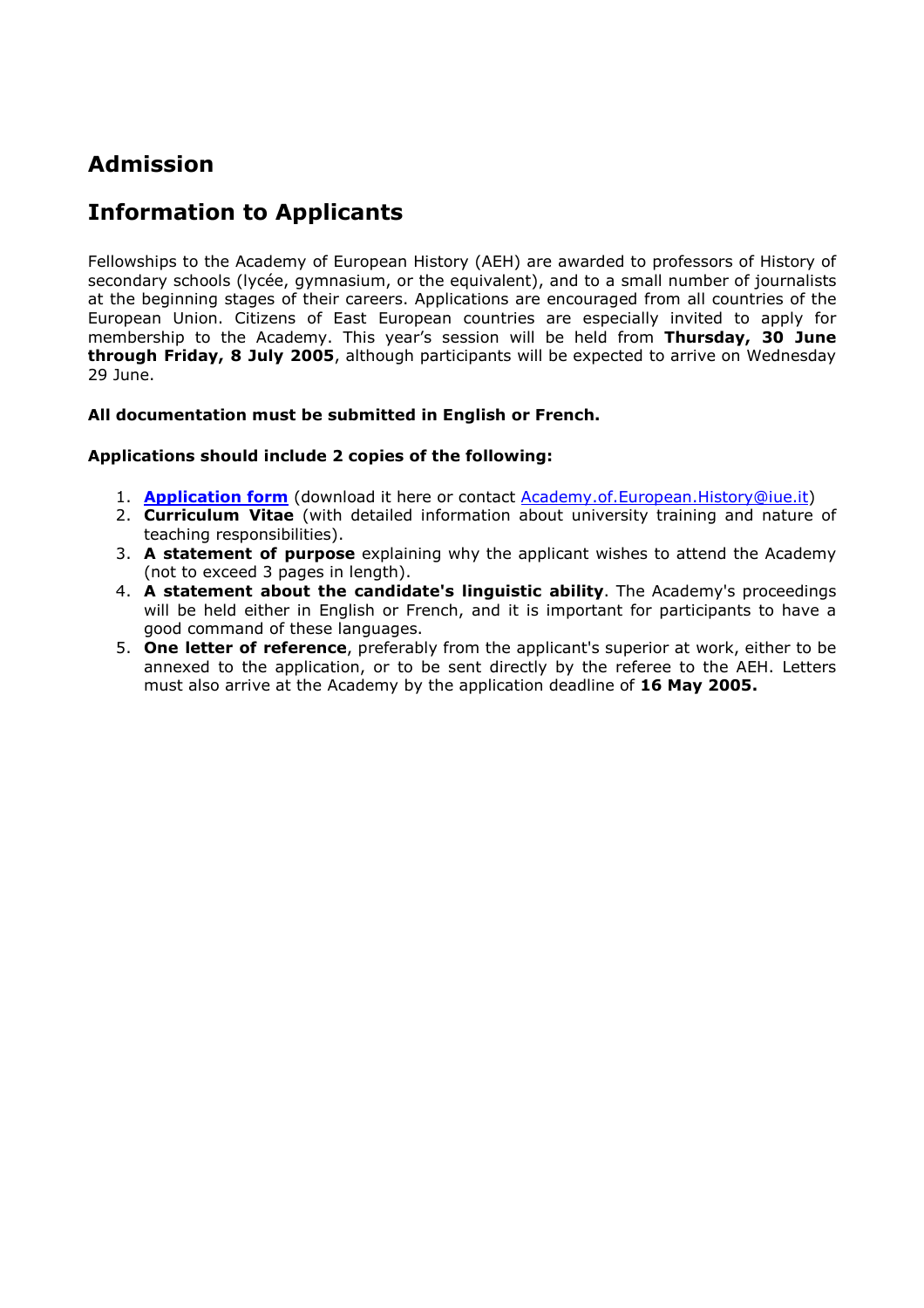## Admission

## Information to Applicants

Fellowships to the Academy of European History (AEH) are awarded to professors of History of secondary schools (lycée, gymnasium, or the equivalent), and to a small number of journalists at the beginning stages of their careers. Applications are encouraged from all countries of the European Union. Citizens of East European countries are especially invited to apply for membership to the Academy. This year's session will be held from **Thursday, 30 June through Friday, 8 July 2005**, although participants will be expected to arrive on Wednesday 29 June.

**All documentation must be submitted in English or French.**

**Applications should include 2 copies of the following:**

1. **Application form** (download it here or contact Academy.of.European.History@iue.it)
2. **Curriculum Vitae** (with detailed information about university training and nature of teaching responsibilities).
3. **A statement of purpose** explaining why the applicant wishes to attend the Academy (not to exceed 3 pages in length).
4. **A statement about the candidate's linguistic ability**. The Academy's proceedings will be held either in English or French, and it is important for participants to have a good command of these languages.
5. **One letter of reference**, preferably from the applicant's superior at work, either to be annexed to the application, or to be sent directly by the referee to the AEH. Letters must also arrive at the Academy by the application deadline of **16 May 2005.**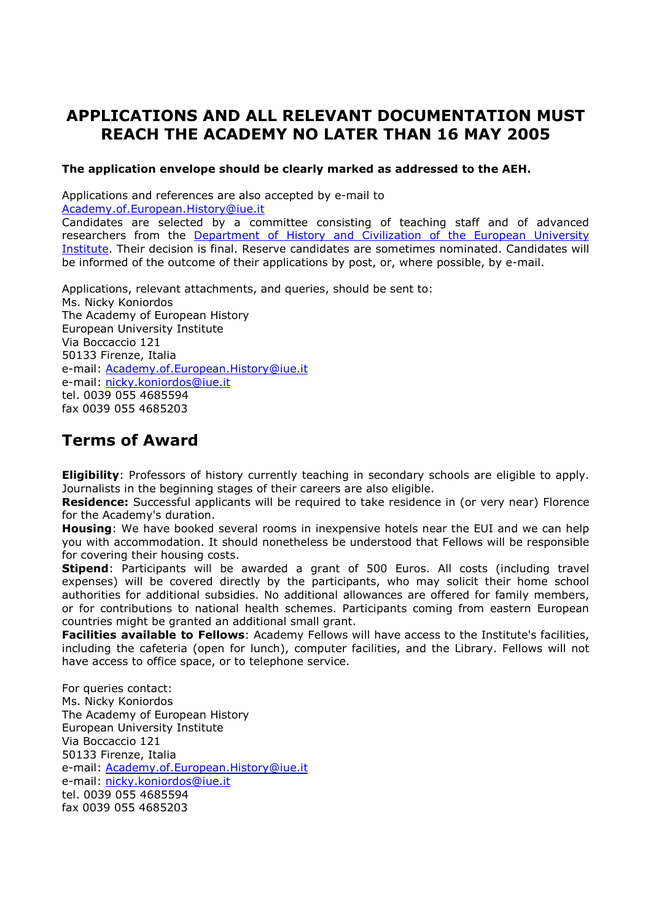## APPLICATIONS AND ALL RELEVANT DOCUMENTATION MUST REACH THE ACADEMY NO LATER THAN 16 MAY 2005

**The application envelope should be clearly marked as addressed to the AEH.**

Applications and references are also accepted by e-mail to
Academy.of.European.History@iue.it
Candidates are selected by a committee consisting of teaching staff and of advanced researchers from the Department of History and Civilization of the European University Institute. Their decision is final. Reserve candidates are sometimes nominated. Candidates will be informed of the outcome of their applications by post, or, where possible, by e-mail.

Applications, relevant attachments, and queries, should be sent to:
Ms. Nicky Koniordos
The Academy of European History
European University Institute
Via Boccaccio 121
50133 Firenze, Italia
e-mail: Academy.of.European.History@iue.it
e-mail: nicky.koniordos@iue.it
tel. 0039 055 4685594
fax 0039 055 4685203

## Terms of Award

**Eligibility**: Professors of history currently teaching in secondary schools are eligible to apply. Journalists in the beginning stages of their careers are also eligible.
**Residence:** Successful applicants will be required to take residence in (or very near) Florence for the Academy's duration.
**Housing**: We have booked several rooms in inexpensive hotels near the EUI and we can help you with accommodation. It should nonetheless be understood that Fellows will be responsible for covering their housing costs.
**Stipend**: Participants will be awarded a grant of 500 Euros. All costs (including travel expenses) will be covered directly by the participants, who may solicit their home school authorities for additional subsidies. No additional allowances are offered for family members, or for contributions to national health schemes. Participants coming from eastern European countries might be granted an additional small grant.
**Facilities available to Fellows**: Academy Fellows will have access to the Institute's facilities, including the cafeteria (open for lunch), computer facilities, and the Library. Fellows will not have access to office space, or to telephone service.

For queries contact:
Ms. Nicky Koniordos
The Academy of European History
European University Institute
Via Boccaccio 121
50133 Firenze, Italia
e-mail: Academy.of.European.History@iue.it
e-mail: nicky.koniordos@iue.it
tel. 0039 055 4685594
fax 0039 055 4685203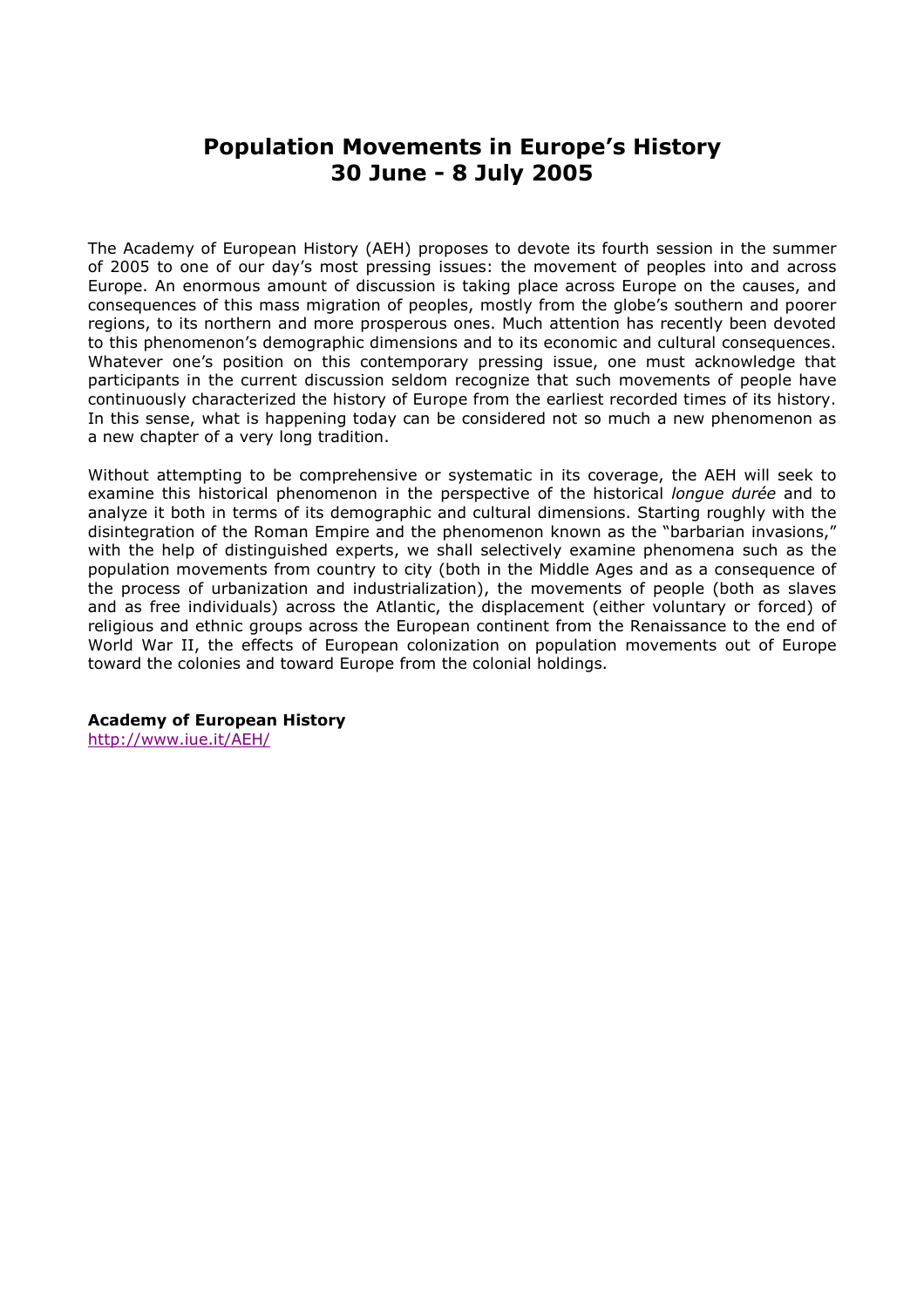# Population Movements in Europe's History
# 30 June - 8 July 2005

The Academy of European History (AEH) proposes to devote its fourth session in the summer of 2005 to one of our day's most pressing issues: the movement of peoples into and across Europe. An enormous amount of discussion is taking place across Europe on the causes, and consequences of this mass migration of peoples, mostly from the globe's southern and poorer regions, to its northern and more prosperous ones. Much attention has recently been devoted to this phenomenon's demographic dimensions and to its economic and cultural consequences. Whatever one's position on this contemporary pressing issue, one must acknowledge that participants in the current discussion seldom recognize that such movements of people have continuously characterized the history of Europe from the earliest recorded times of its history. In this sense, what is happening today can be considered not so much a new phenomenon as a new chapter of a very long tradition.

Without attempting to be comprehensive or systematic in its coverage, the AEH will seek to examine this historical phenomenon in the perspective of the historical *longue durée* and to analyze it both in terms of its demographic and cultural dimensions. Starting roughly with the disintegration of the Roman Empire and the phenomenon known as the "barbarian invasions," with the help of distinguished experts, we shall selectively examine phenomena such as the population movements from country to city (both in the Middle Ages and as a consequence of the process of urbanization and industrialization), the movements of people (both as slaves and as free individuals) across the Atlantic, the displacement (either voluntary or forced) of religious and ethnic groups across the European continent from the Renaissance to the end of World War II, the effects of European colonization on population movements out of Europe toward the colonies and toward Europe from the colonial holdings.

**Academy of European History**
http://www.iue.it/AEH/